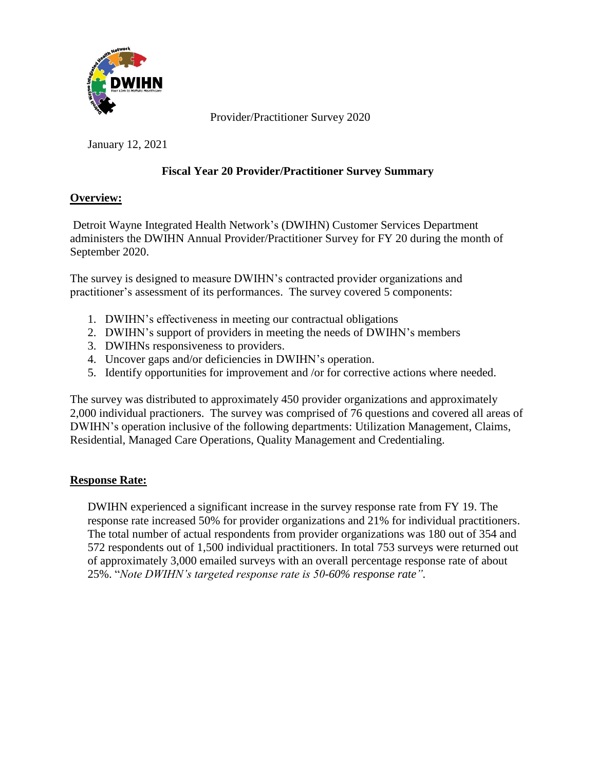Provider/Practitioner Survey 2020

January 12, 2021

## Fiscal Year 20 Provider/Practitioner Survey Summary

### Overview:

Detroit Wayne Integrated Health Network's (DWIHN) Customer Services Department administers the DWIHN Annual Provider/Practitioner Survey for FY 20 during the month of September 2020.

The survey is designed to measure DWIHN's contracted provider organizations and practitioner's assessment of its performances. The survey covered 5 components:

1. DWIHN's effectiveness in meeting our contractual obligations
2. DWIHN's support of providers in meeting the needs of DWIHN's members
3. DWIHNs responsiveness to providers.
4. Uncover gaps and/or deficiencies in DWIHN's operation.
5. Identify opportunities for improvement and /or for corrective actions where needed.

The survey was distributed to approximately 450 provider organizations and approximately 2,000 individual practioners. The survey was comprised of 76 questions and covered all areas of DWIHN's operation inclusive of the following departments: Utilization Management, Claims, Residential, Managed Care Operations, Quality Management and Credentialing.

### Response Rate:

DWIHN experienced a significant increase in the survey response rate from FY 19. The response rate increased 50% for provider organizations and 21% for individual practitioners. The total number of actual respondents from provider organizations was 180 out of 354 and 572 respondents out of 1,500 individual practitioners. In total 753 surveys were returned out of approximately 3,000 emailed surveys with an overall percentage response rate of about 25%. "*Note DWIHN's targeted response rate is 50-60% response rate"*.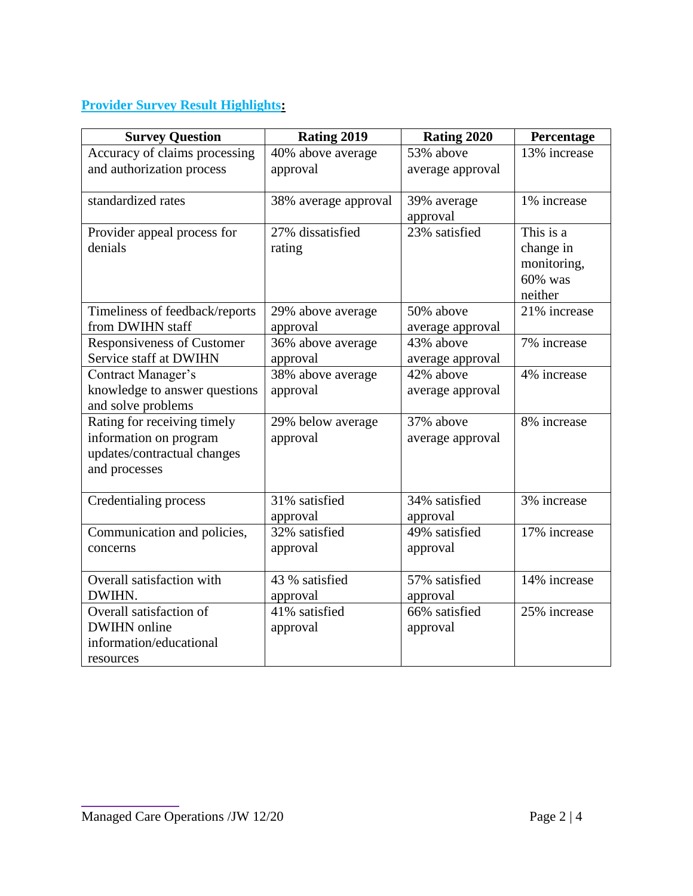**Provider Survey Result Highlights:**

| Survey Question | Rating 2019 | Rating 2020 | Percentage |
|---|---|---|---|
| Accuracy of claims processing and authorization process | 40% above average approval | 53% above average approval | 13% increase |
| standardized rates | 38% average approval | 39% average approval | 1% increase |
| Provider appeal process for denials | 27% dissatisfied rating | 23% satisfied | This is a change in monitoring, 60% was neither |
| Timeliness of feedback/reports from DWIHN staff | 29% above average approval | 50% above average approval | 21% increase |
| Responsiveness of Customer Service staff at DWIHN | 36% above average approval | 43% above average approval | 7% increase |
| Contract Manager's knowledge to answer questions and solve problems | 38% above average approval | 42% above average approval | 4% increase |
| Rating for receiving timely information on program updates/contractual changes and processes | 29% below average approval | 37% above average approval | 8% increase |
| Credentialing process | 31% satisfied approval | 34% satisfied approval | 3% increase |
| Communication and policies, concerns | 32% satisfied approval | 49% satisfied approval | 17% increase |
| Overall satisfaction with DWIHN. | 43 % satisfied approval | 57% satisfied approval | 14% increase |
| Overall satisfaction of DWIHN online information/educational resources | 41% satisfied approval | 66% satisfied approval | 25% increase |

Managed Care Operations /JW 12/20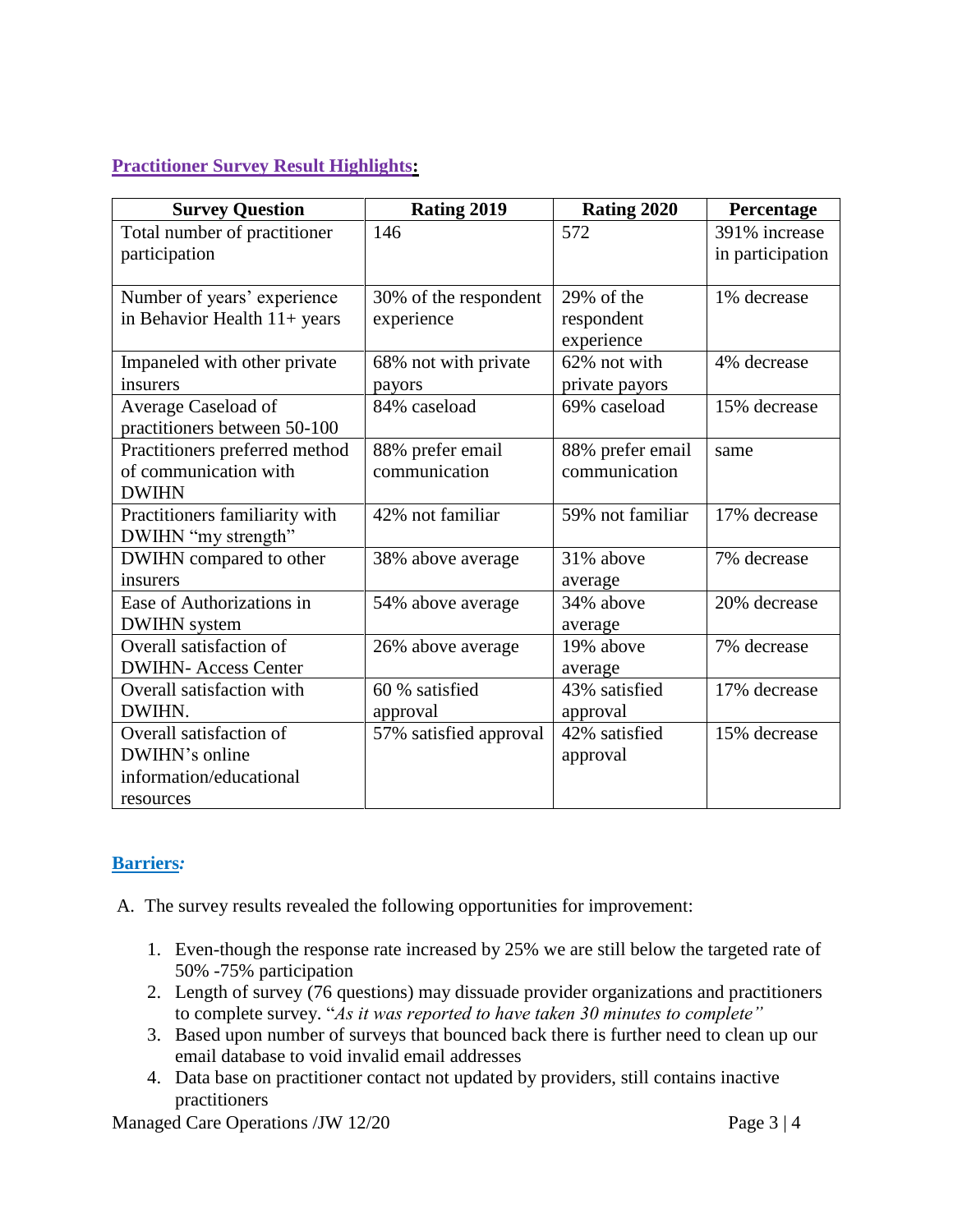**Practitioner Survey Result Highlights:**

| Survey Question | Rating 2019 | Rating 2020 | Percentage |
|---|---|---|---|
| Total number of practitioner participation | 146 | 572 | 391% increase in participation |
| Number of years' experience in Behavior Health 11+ years | 30% of the respondent experience | 29% of the respondent experience | 1% decrease |
| Impaneled with other private insurers | 68% not with private payors | 62% not with private payors | 4% decrease |
| Average Caseload of practitioners between 50-100 | 84% caseload | 69% caseload | 15% decrease |
| Practitioners preferred method of communication with DWIHN | 88% prefer email communication | 88% prefer email communication | same |
| Practitioners familiarity with DWIHN "my strength" | 42% not familiar | 59% not familiar | 17% decrease |
| DWIHN compared to other insurers | 38% above average | 31% above average | 7% decrease |
| Ease of Authorizations in DWIHN system | 54% above average | 34% above average | 20% decrease |
| Overall satisfaction of DWIHN- Access Center | 26% above average | 19% above average | 7% decrease |
| Overall satisfaction with DWIHN. | 60 % satisfied approval | 43% satisfied approval | 17% decrease |
| Overall satisfaction of DWIHN's online information/educational resources | 57% satisfied approval | 42% satisfied approval | 15% decrease |

**Barriers*:***

A. The survey results revealed the following opportunities for improvement:

1. Even-though the response rate increased by 25% we are still below the targeted rate of 50% -75% participation
2. Length of survey (76 questions) may dissuade provider organizations and practitioners to complete survey. "*As it was reported to have taken 30 minutes to complete"*
3. Based upon number of surveys that bounced back there is further need to clean up our email database to void invalid email addresses
4. Data base on practitioner contact not updated by providers, still contains inactive practitioners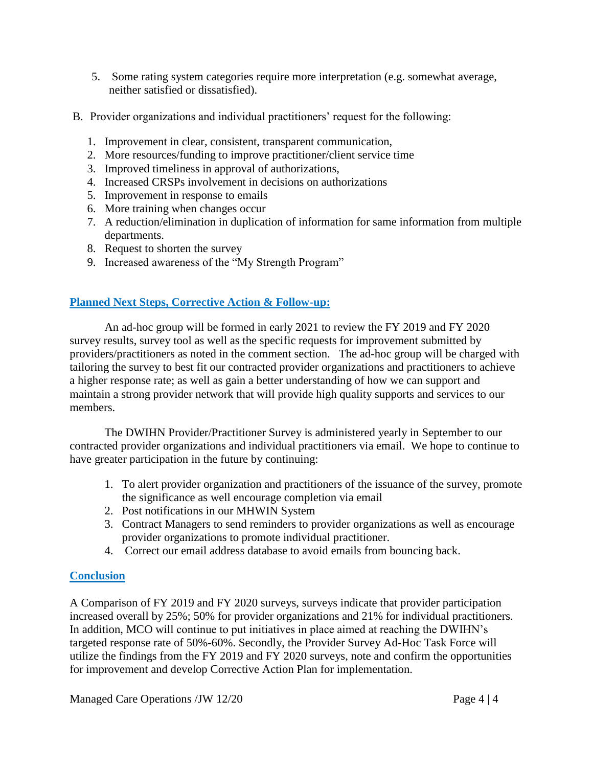5. Some rating system categories require more interpretation (e.g. somewhat average, neither satisfied or dissatisfied).

B. Provider organizations and individual practitioners' request for the following:

1. Improvement in clear, consistent, transparent communication,
2. More resources/funding to improve practitioner/client service time
3. Improved timeliness in approval of authorizations,
4. Increased CRSPs involvement in decisions on authorizations
5. Improvement in response to emails
6. More training when changes occur
7. A reduction/elimination in duplication of information for same information from multiple departments.
8. Request to shorten the survey
9. Increased awareness of the "My Strength Program"

## Planned Next Steps, Corrective Action & Follow-up:

An ad-hoc group will be formed in early 2021 to review the FY 2019 and FY 2020 survey results, survey tool as well as the specific requests for improvement submitted by providers/practitioners as noted in the comment section. The ad-hoc group will be charged with tailoring the survey to best fit our contracted provider organizations and practitioners to achieve a higher response rate; as well as gain a better understanding of how we can support and maintain a strong provider network that will provide high quality supports and services to our members.

The DWIHN Provider/Practitioner Survey is administered yearly in September to our contracted provider organizations and individual practitioners via email. We hope to continue to have greater participation in the future by continuing:

1. To alert provider organization and practitioners of the issuance of the survey, promote the significance as well encourage completion via email
2. Post notifications in our MHWIN System
3. Contract Managers to send reminders to provider organizations as well as encourage provider organizations to promote individual practitioner.
4. Correct our email address database to avoid emails from bouncing back.

## Conclusion

A Comparison of FY 2019 and FY 2020 surveys, surveys indicate that provider participation increased overall by 25%; 50% for provider organizations and 21% for individual practitioners. In addition, MCO will continue to put initiatives in place aimed at reaching the DWIHN's targeted response rate of 50%-60%. Secondly, the Provider Survey Ad-Hoc Task Force will utilize the findings from the FY 2019 and FY 2020 surveys, note and confirm the opportunities for improvement and develop Corrective Action Plan for implementation.

Managed Care Operations /JW 12/20